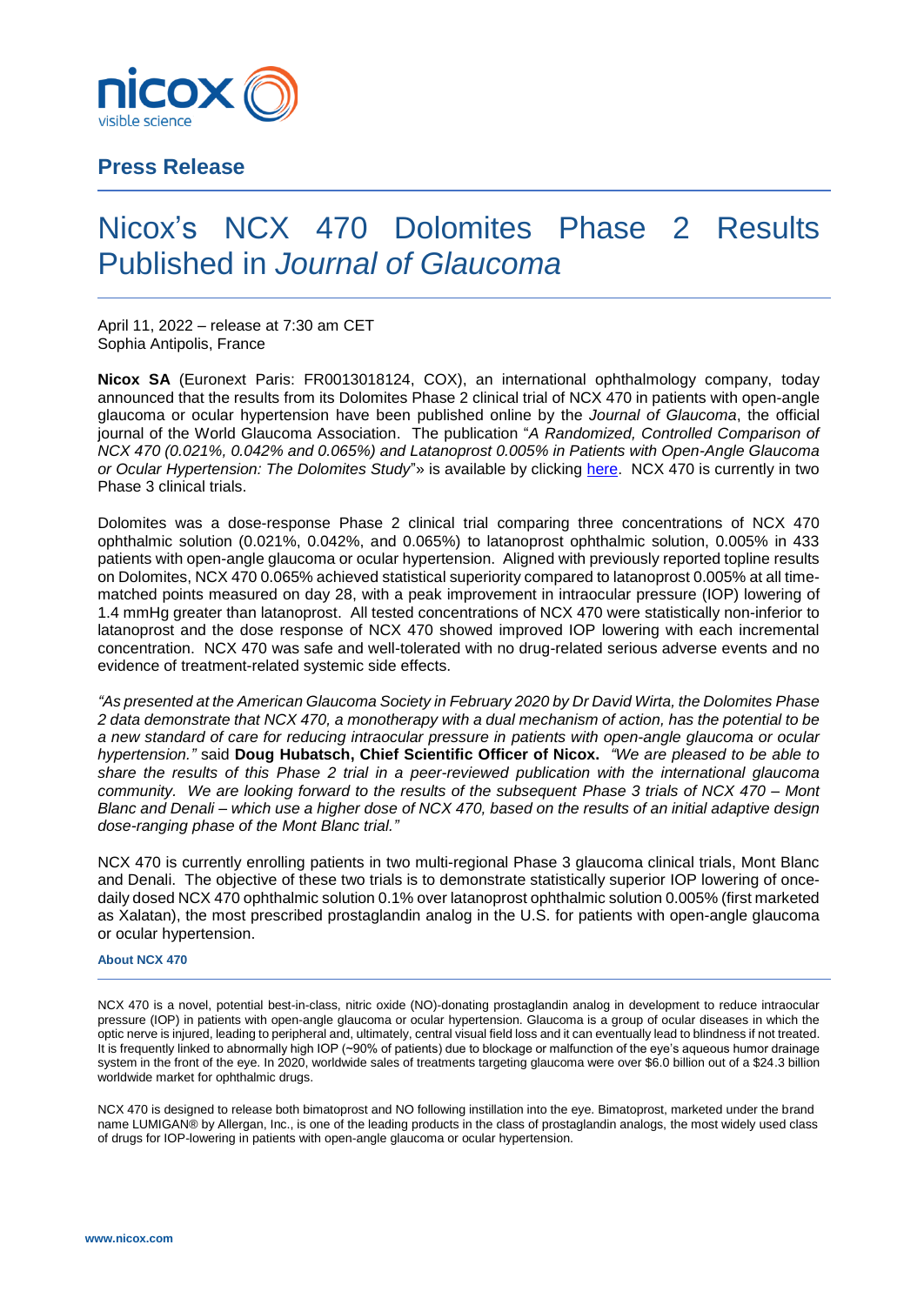nicox
visible science

**Press Release**

# Nicox's NCX 470 Dolomites Phase 2 Results Published in *Journal of Glaucoma*

April 11, 2022 – release at 7:30 am CET
Sophia Antipolis, France

**Nicox SA** (Euronext Paris: FR0013018124, COX), an international ophthalmology company, today announced that the results from its Dolomites Phase 2 clinical trial of NCX 470 in patients with open-angle glaucoma or ocular hypertension have been published online by the *Journal of Glaucoma*, the official journal of the World Glaucoma Association. The publication "*A Randomized, Controlled Comparison of NCX 470 (0.021%, 0.042% and 0.065%) and Latanoprost 0.005% in Patients with Open-Angle Glaucoma or Ocular Hypertension: The Dolomites Study*"» is available by clicking here. NCX 470 is currently in two Phase 3 clinical trials.

Dolomites was a dose-response Phase 2 clinical trial comparing three concentrations of NCX 470 ophthalmic solution (0.021%, 0.042%, and 0.065%) to latanoprost ophthalmic solution, 0.005% in 433 patients with open-angle glaucoma or ocular hypertension. Aligned with previously reported topline results on Dolomites, NCX 470 0.065% achieved statistical superiority compared to latanoprost 0.005% at all time-matched points measured on day 28, with a peak improvement in intraocular pressure (IOP) lowering of 1.4 mmHg greater than latanoprost. All tested concentrations of NCX 470 were statistically non-inferior to latanoprost and the dose response of NCX 470 showed improved IOP lowering with each incremental concentration. NCX 470 was safe and well-tolerated with no drug-related serious adverse events and no evidence of treatment-related systemic side effects.

*"As presented at the American Glaucoma Society in February 2020 by Dr David Wirta, the Dolomites Phase 2 data demonstrate that NCX 470, a monotherapy with a dual mechanism of action, has the potential to be a new standard of care for reducing intraocular pressure in patients with open-angle glaucoma or ocular hypertension."* said **Doug Hubatsch, Chief Scientific Officer of Nicox.** *"We are pleased to be able to share the results of this Phase 2 trial in a peer-reviewed publication with the international glaucoma community. We are looking forward to the results of the subsequent Phase 3 trials of NCX 470 – Mont Blanc and Denali – which use a higher dose of NCX 470, based on the results of an initial adaptive design dose-ranging phase of the Mont Blanc trial."*

NCX 470 is currently enrolling patients in two multi-regional Phase 3 glaucoma clinical trials, Mont Blanc and Denali. The objective of these two trials is to demonstrate statistically superior IOP lowering of once-daily dosed NCX 470 ophthalmic solution 0.1% over latanoprost ophthalmic solution 0.005% (first marketed as Xalatan), the most prescribed prostaglandin analog in the U.S. for patients with open-angle glaucoma or ocular hypertension.

### About NCX 470

NCX 470 is a novel, potential best-in-class, nitric oxide (NO)-donating prostaglandin analog in development to reduce intraocular pressure (IOP) in patients with open-angle glaucoma or ocular hypertension. Glaucoma is a group of ocular diseases in which the optic nerve is injured, leading to peripheral and, ultimately, central visual field loss and it can eventually lead to blindness if not treated. It is frequently linked to abnormally high IOP (~90% of patients) due to blockage or malfunction of the eye's aqueous humor drainage system in the front of the eye. In 2020, worldwide sales of treatments targeting glaucoma were over $6.0 billion out of a $24.3 billion worldwide market for ophthalmic drugs.

NCX 470 is designed to release both bimatoprost and NO following instillation into the eye. Bimatoprost, marketed under the brand name LUMIGAN® by Allergan, Inc., is one of the leading products in the class of prostaglandin analogs, the most widely used class of drugs for IOP-lowering in patients with open-angle glaucoma or ocular hypertension.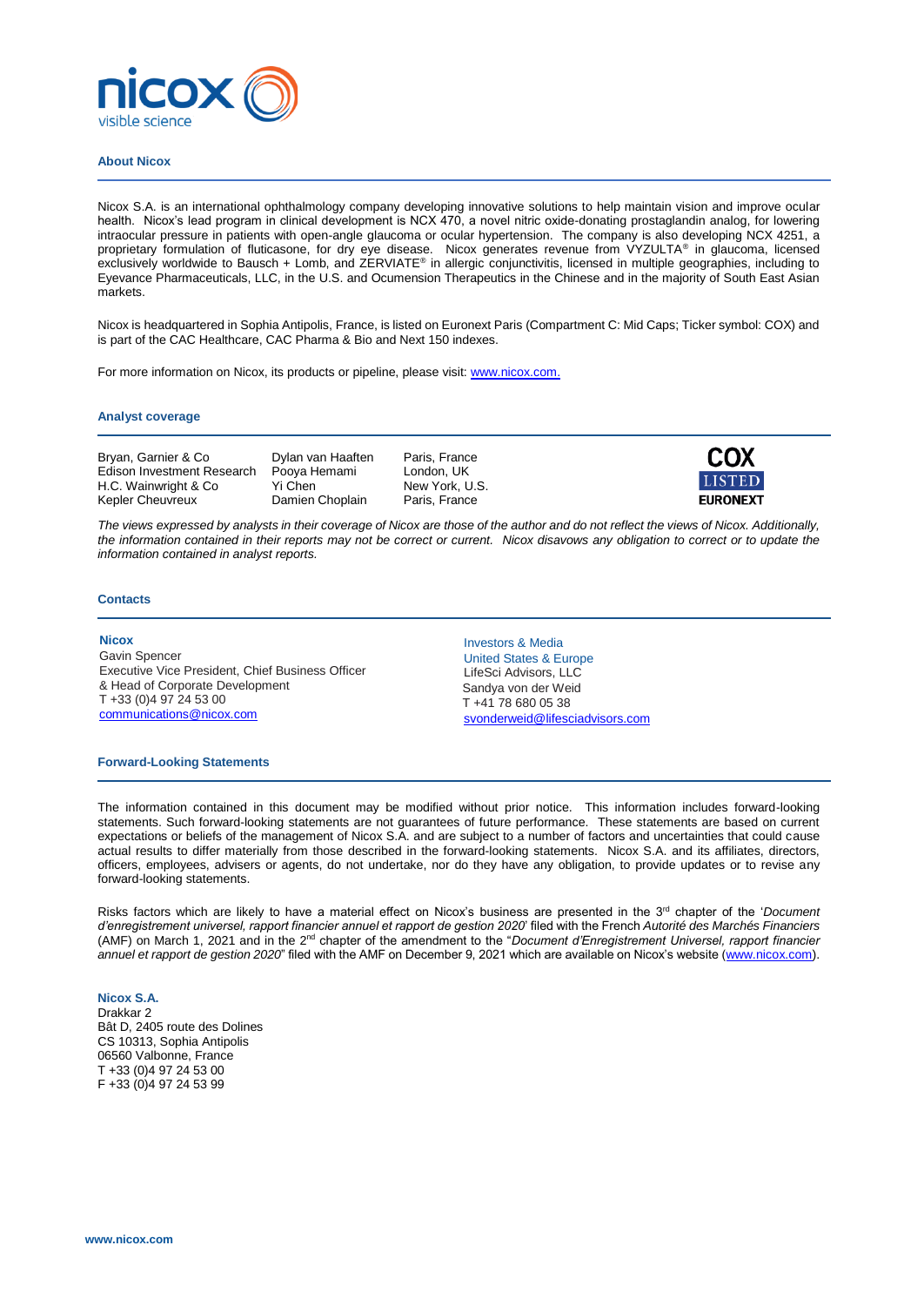## About Nicox

Nicox S.A. is an international ophthalmology company developing innovative solutions to help maintain vision and improve ocular health. Nicox's lead program in clinical development is NCX 470, a novel nitric oxide-donating prostaglandin analog, for lowering intraocular pressure in patients with open-angle glaucoma or ocular hypertension. The company is also developing NCX 4251, a proprietary formulation of fluticasone, for dry eye disease. Nicox generates revenue from VYZULTA® in glaucoma, licensed exclusively worldwide to Bausch + Lomb, and ZERVIATE® in allergic conjunctivitis, licensed in multiple geographies, including to Eyevance Pharmaceuticals, LLC, in the U.S. and Ocumension Therapeutics in the Chinese and in the majority of South East Asian markets.

Nicox is headquartered in Sophia Antipolis, France, is listed on Euronext Paris (Compartment C: Mid Caps; Ticker symbol: COX) and is part of the CAC Healthcare, CAC Pharma & Bio and Next 150 indexes.

For more information on Nicox, its products or pipeline, please visit: www.nicox.com.

## Analyst coverage

| | | |
|---|---|---|
| Bryan, Garnier & Co | Dylan van Haaften | Paris, France |
| Edison Investment Research | Pooya Hemami | London, UK |
| H.C. Wainwright & Co | Yi Chen | New York, U.S. |
| Kepler Cheuvreux | Damien Choplain | Paris, France |

COX LISTED EURONEXT

*The views expressed by analysts in their coverage of Nicox are those of the author and do not reflect the views of Nicox. Additionally, the information contained in their reports may not be correct or current. Nicox disavows any obligation to correct or to update the information contained in analyst reports.*

## Contacts

**Nicox**
Gavin Spencer
Executive Vice President, Chief Business Officer
& Head of Corporate Development
T +33 (0)4 97 24 53 00
communications@nicox.com

Investors & Media
United States & Europe
LifeSci Advisors, LLC
Sandya von der Weid
T +41 78 680 05 38
svonderweid@lifesciadvisors.com

## Forward-Looking Statements

The information contained in this document may be modified without prior notice. This information includes forward-looking statements. Such forward-looking statements are not guarantees of future performance. These statements are based on current expectations or beliefs of the management of Nicox S.A. and are subject to a number of factors and uncertainties that could cause actual results to differ materially from those described in the forward-looking statements. Nicox S.A. and its affiliates, directors, officers, employees, advisers or agents, do not undertake, nor do they have any obligation, to provide updates or to revise any forward-looking statements.

Risks factors which are likely to have a material effect on Nicox's business are presented in the 3rd chapter of the '*Document d'enregistrement universel, rapport financier annuel et rapport de gestion 2020*' filed with the French *Autorité des Marchés Financiers* (AMF) on March 1, 2021 and in the 2nd chapter of the amendment to the "*Document d'Enregistrement Universel, rapport financier annuel et rapport de gestion 2020*" filed with the AMF on December 9, 2021 which are available on Nicox's website (www.nicox.com).

**Nicox S.A.**
Drakkar 2
Bât D, 2405 route des Dolines
CS 10313, Sophia Antipolis
06560 Valbonne, France
T +33 (0)4 97 24 53 00
F +33 (0)4 97 24 53 99